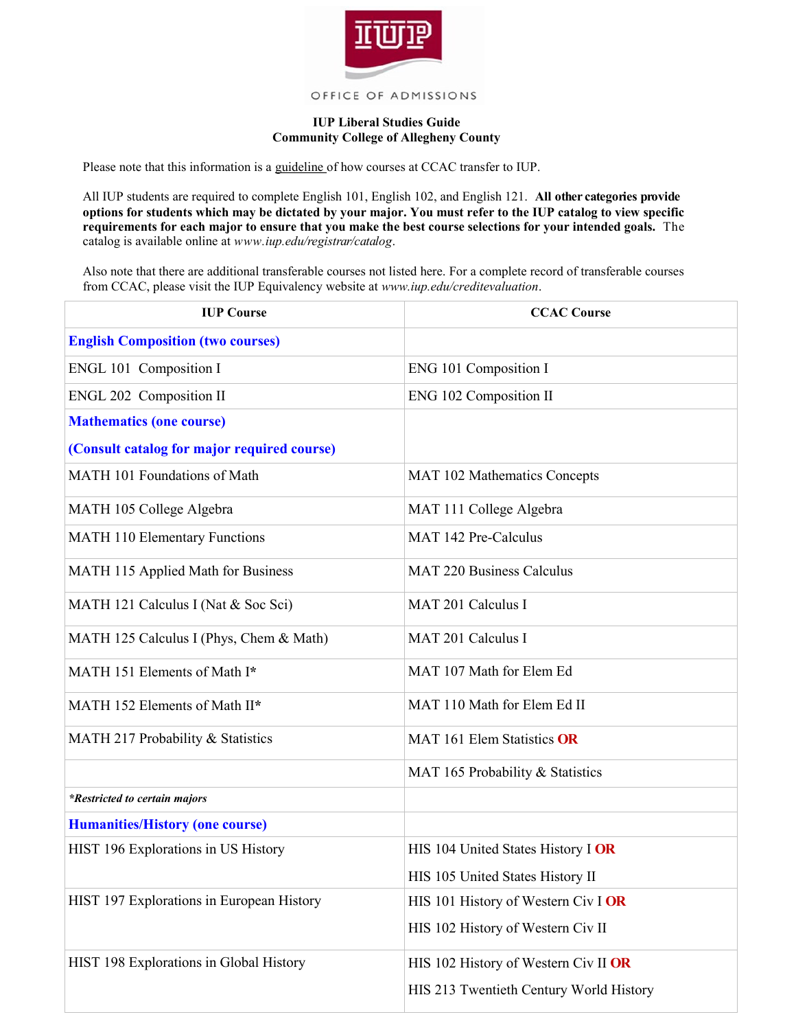OFFICE OF ADMISSIONS

**IUP Liberal Studies Guide**
**Community College of Allegheny County**

Please note that this information is a guideline of how courses at CCAC transfer to IUP.

All IUP students are required to complete English 101, English 102, and English 121. **All other categories provide options for students which may be dictated by your major. You must refer to the IUP catalog to view specific requirements for each major to ensure that you make the best course selections for your intended goals.** The catalog is available online at *www.iup.edu/registrar/catalog*.

Also note that there are additional transferable courses not listed here. For a complete record of transferable courses from CCAC, please visit the IUP Equivalency website at *www.iup.edu/creditevaluation*.

| IUP Course | CCAC Course |
|---|---|
| **English Composition (two courses)** | |
| ENGL 101 Composition I | ENG 101 Composition I |
| ENGL 202 Composition II | ENG 102 Composition II |
| **Mathematics (one course)** **(Consult catalog for major required course)** | |
| MATH 101 Foundations of Math | MAT 102 Mathematics Concepts |
| MATH 105 College Algebra | MAT 111 College Algebra |
| MATH 110 Elementary Functions | MAT 142 Pre-Calculus |
| MATH 115 Applied Math for Business | MAT 220 Business Calculus |
| MATH 121 Calculus I (Nat & Soc Sci) | MAT 201 Calculus I |
| MATH 125 Calculus I (Phys, Chem & Math) | MAT 201 Calculus I |
| MATH 151 Elements of Math I* | MAT 107 Math for Elem Ed |
| MATH 152 Elements of Math II* | MAT 110 Math for Elem Ed II |
| MATH 217 Probability & Statistics | MAT 161 Elem Statistics **OR** |
| | MAT 165 Probability & Statistics |
| ***Restricted to certain majors** | |
| **Humanities/History (one course)** | |
| HIST 196 Explorations in US History | HIS 104 United States History I **OR** HIS 105 United States History II |
| HIST 197 Explorations in European History | HIS 101 History of Western Civ I **OR** HIS 102 History of Western Civ II |
| HIST 198 Explorations in Global History | HIS 102 History of Western Civ II **OR** HIS 213 Twentieth Century World History |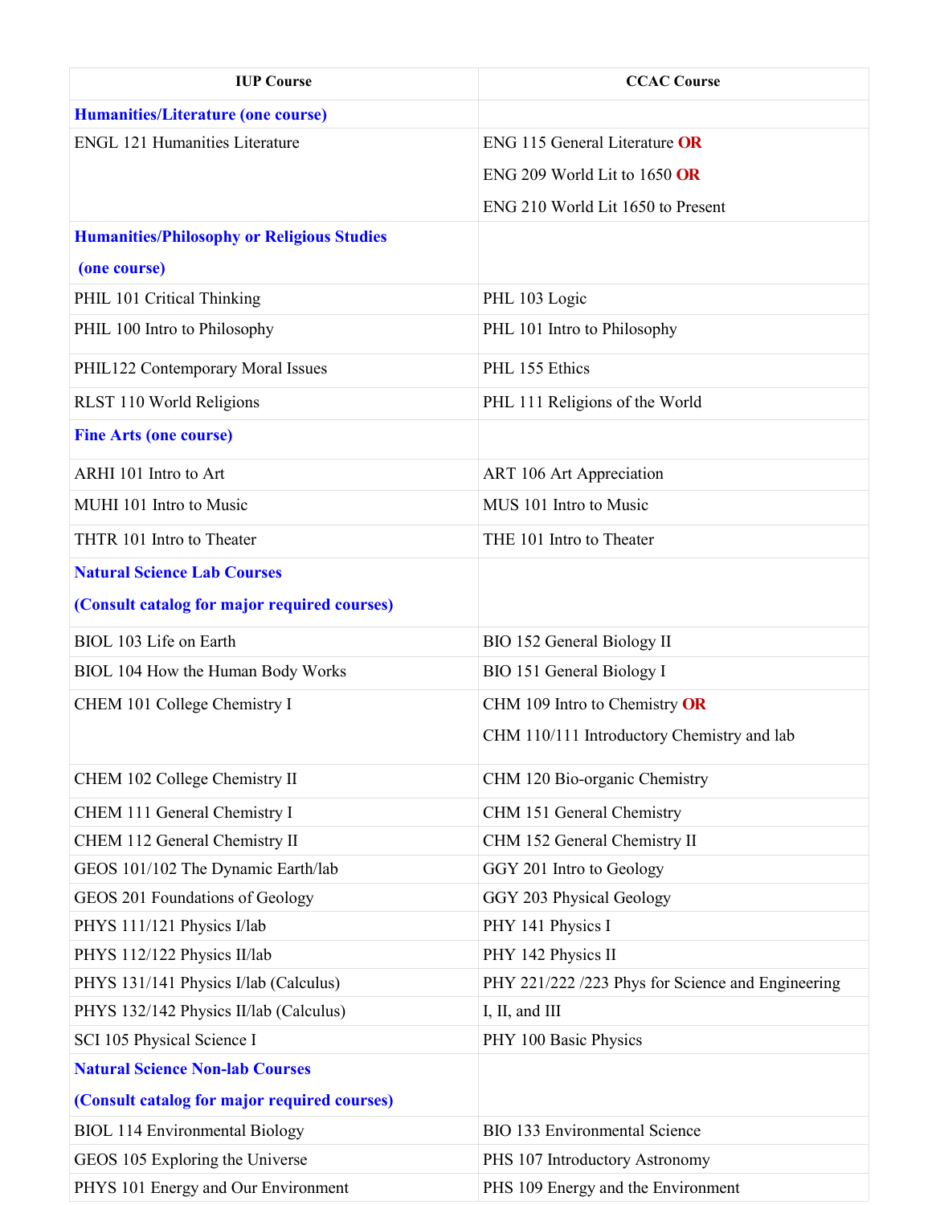| IUP Course | CCAC Course |
|---|---|
| **Humanities/Literature (one course)** | |
| ENGL 121 Humanities Literature | ENG 115 General Literature **OR**<br>ENG 209 World Lit to 1650 **OR**<br>ENG 210 World Lit 1650 to Present |
| **Humanities/Philosophy or Religious Studies (one course)** | |
| PHIL 101 Critical Thinking | PHL 103 Logic |
| PHIL 100 Intro to Philosophy | PHL 101 Intro to Philosophy |
| PHIL122 Contemporary Moral Issues | PHL 155 Ethics |
| RLST 110 World Religions | PHL 111 Religions of the World |
| **Fine Arts (one course)** | |
| ARHI 101 Intro to Art | ART 106 Art Appreciation |
| MUHI 101 Intro to Music | MUS 101 Intro to Music |
| THTR 101 Intro to Theater | THE 101 Intro to Theater |
| **Natural Science Lab Courses (Consult catalog for major required courses)** | |
| BIOL 103 Life on Earth | BIO 152 General Biology II |
| BIOL 104 How the Human Body Works | BIO 151 General Biology I |
| CHEM 101 College Chemistry I | CHM 109 Intro to Chemistry **OR**<br>CHM 110/111 Introductory Chemistry and lab |
| CHEM 102 College Chemistry II | CHM 120 Bio-organic Chemistry |
| CHEM 111 General Chemistry I | CHM 151 General Chemistry |
| CHEM 112 General Chemistry II | CHM 152 General Chemistry II |
| GEOS 101/102 The Dynamic Earth/lab | GGY 201 Intro to Geology |
| GEOS 201 Foundations of Geology | GGY 203 Physical Geology |
| PHYS 111/121 Physics I/lab | PHY 141 Physics I |
| PHYS 112/122 Physics II/lab | PHY 142 Physics II |
| PHYS 131/141 Physics I/lab (Calculus) | PHY 221/222 /223 Phys for Science and Engineering |
| PHYS 132/142 Physics II/lab (Calculus) | I, II, and III |
| SCI 105 Physical Science I | PHY 100 Basic Physics |
| **Natural Science Non-lab Courses (Consult catalog for major required courses)** | |
| BIOL 114 Environmental Biology | BIO 133 Environmental Science |
| GEOS 105 Exploring the Universe | PHS 107 Introductory Astronomy |
| PHYS 101 Energy and Our Environment | PHS 109 Energy and the Environment |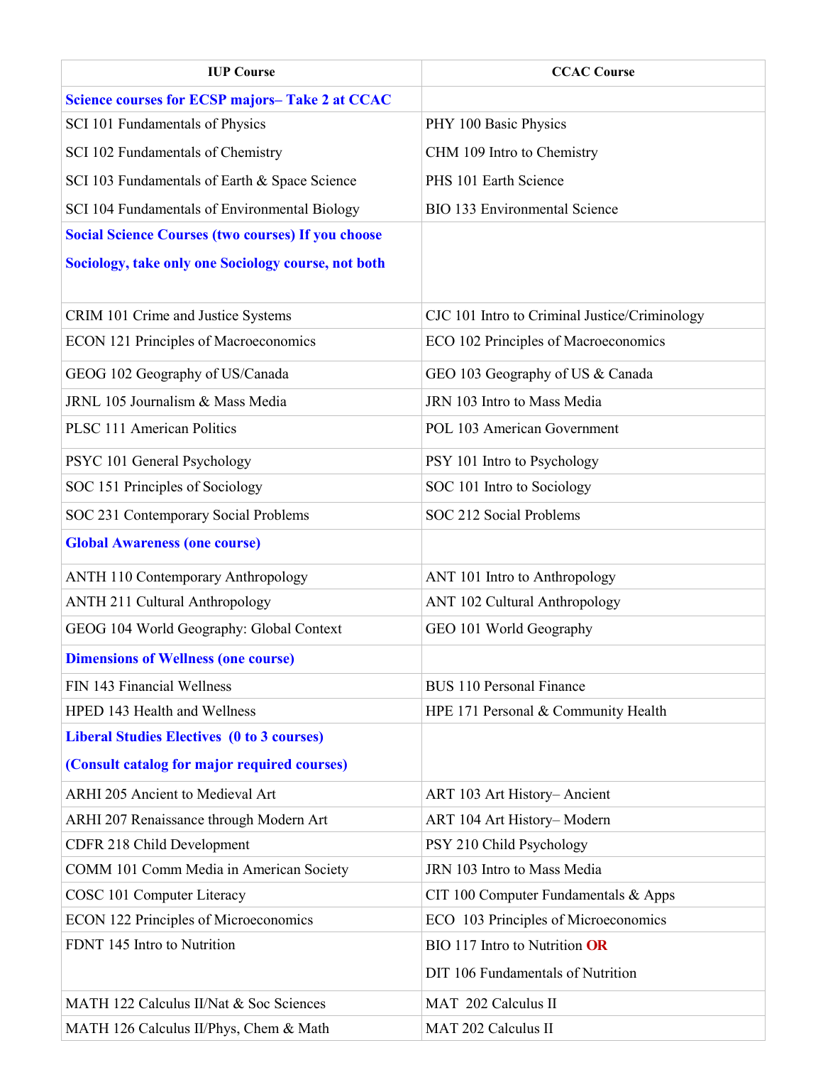| IUP Course | CCAC Course |
| --- | --- |
| **Science courses for ECSP majors– Take 2 at CCAC** | |
| SCI 101 Fundamentals of Physics | PHY 100 Basic Physics |
| SCI 102 Fundamentals of Chemistry | CHM 109 Intro to Chemistry |
| SCI 103 Fundamentals of Earth & Space Science | PHS 101 Earth Science |
| SCI 104 Fundamentals of Environmental Biology | BIO 133 Environmental Science |
| **Social Science Courses (two courses) If you choose Sociology, take only one Sociology course, not both** | |
| CRIM 101 Crime and Justice Systems | CJC 101 Intro to Criminal Justice/Criminology |
| ECON 121 Principles of Macroeconomics | ECO 102 Principles of Macroeconomics |
| GEOG 102 Geography of US/Canada | GEO 103 Geography of US & Canada |
| JRNL 105 Journalism & Mass Media | JRN 103 Intro to Mass Media |
| PLSC 111 American Politics | POL 103 American Government |
| PSYC 101 General Psychology | PSY 101 Intro to Psychology |
| SOC 151 Principles of Sociology | SOC 101 Intro to Sociology |
| SOC 231 Contemporary Social Problems | SOC 212 Social Problems |
| **Global Awareness (one course)** | |
| ANTH 110 Contemporary Anthropology | ANT 101 Intro to Anthropology |
| ANTH 211 Cultural Anthropology | ANT 102 Cultural Anthropology |
| GEOG 104 World Geography: Global Context | GEO 101 World Geography |
| **Dimensions of Wellness (one course)** | |
| FIN 143 Financial Wellness | BUS 110 Personal Finance |
| HPED 143 Health and Wellness | HPE 171 Personal & Community Health |
| **Liberal Studies Electives (0 to 3 courses) (Consult catalog for major required courses)** | |
| ARHI 205 Ancient to Medieval Art | ART 103 Art History– Ancient |
| ARHI 207 Renaissance through Modern Art | ART 104 Art History– Modern |
| CDFR 218 Child Development | PSY 210 Child Psychology |
| COMM 101 Comm Media in American Society | JRN 103 Intro to Mass Media |
| COSC 101 Computer Literacy | CIT 100 Computer Fundamentals & Apps |
| ECON 122 Principles of Microeconomics | ECO 103 Principles of Microeconomics |
| FDNT 145 Intro to Nutrition | BIO 117 Intro to Nutrition **OR** DIT 106 Fundamentals of Nutrition |
| MATH 122 Calculus II/Nat & Soc Sciences | MAT 202 Calculus II |
| MATH 126 Calculus II/Phys, Chem & Math | MAT 202 Calculus II |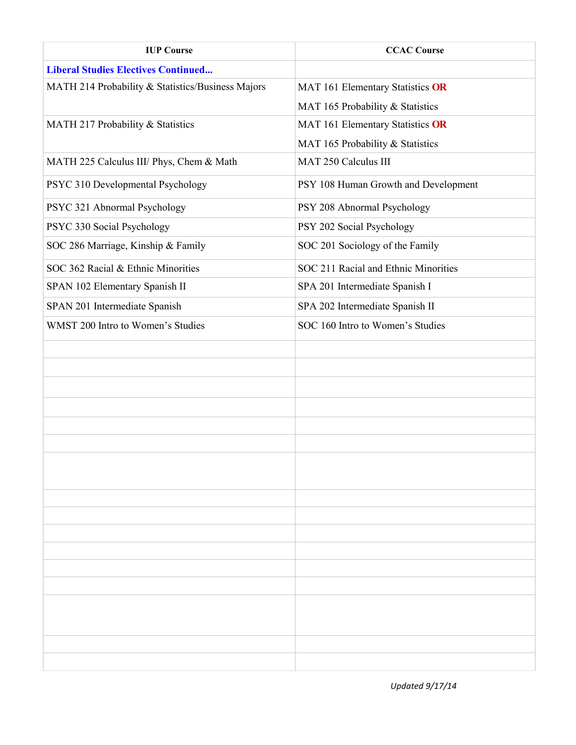| IUP Course | CCAC Course |
|---|---|
| **Liberal Studies Electives Continued...** | |
| MATH 214 Probability & Statistics/Business Majors | MAT 161 Elementary Statistics **OR** MAT 165 Probability & Statistics |
| MATH 217 Probability & Statistics | MAT 161 Elementary Statistics **OR** MAT 165 Probability & Statistics |
| MATH 225 Calculus III/ Phys, Chem & Math | MAT 250 Calculus III |
| PSYC 310 Developmental Psychology | PSY 108 Human Growth and Development |
| PSYC 321 Abnormal Psychology | PSY 208 Abnormal Psychology |
| PSYC 330 Social Psychology | PSY 202 Social Psychology |
| SOC 286 Marriage, Kinship & Family | SOC 201 Sociology of the Family |
| SOC 362 Racial & Ethnic Minorities | SOC 211 Racial and Ethnic Minorities |
| SPAN 102 Elementary Spanish II | SPA 201 Intermediate Spanish I |
| SPAN 201 Intermediate Spanish | SPA 202 Intermediate Spanish II |
| WMST 200 Intro to Women's Studies | SOC 160 Intro to Women's Studies |

*Updated 9/17/14*